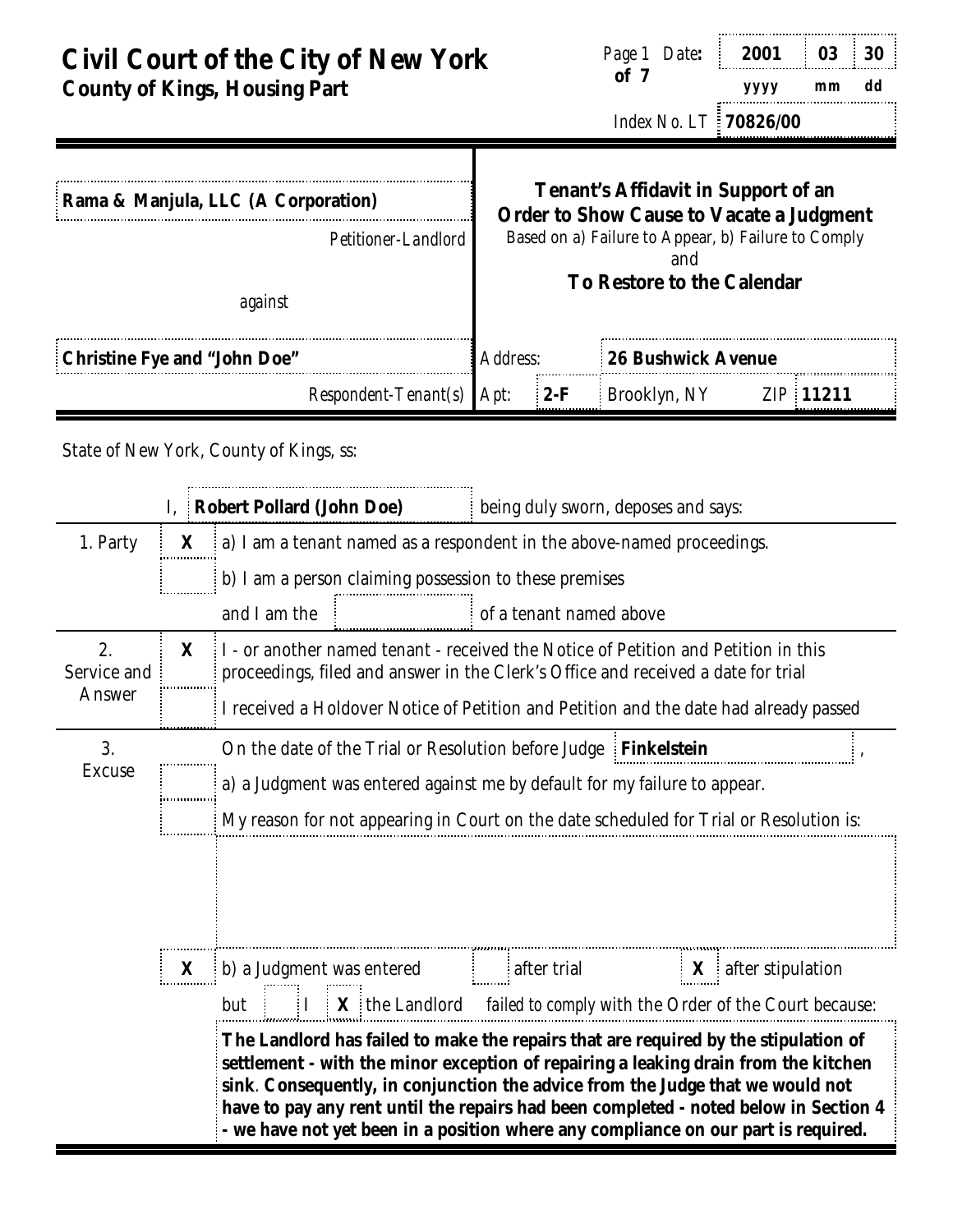# Civil Court of the City of New York
## County of Kings, Housing Part

Date: **2001** (yyyy) **03** (mm) **30** (dd)

Index No. LT **70826/00**

| | |
|---|---|
| **Rama & Manjula, LLC (A Corporation)** | **Tenant's Affidavit in Support of an Order to Show Cause to Vacate a Judgment** |
| *Petitioner-Landlord* | Based on a) Failure to Appear, b) Failure to Comply and |
| against | **To Restore to the Calendar** |
| **Christine Fye and "John Doe"** | Address: **26 Bushwick Avenue** |
| *Respondent-Tenant(s)* | Apt: **2-F** Brooklyn, NY ZIP **11211** |

State of New York, County of Kings, ss:

I, **Robert Pollard (John Doe)** being duly sworn, deposes and says:

| | | |
|---|---|---|
| 1. Party | X | a) I am a tenant named as a respondent in the above-named proceedings. |
| | | b) I am a person claiming possession to these premises and I am the ______ of a tenant named above |
| 2. Service and Answer | X | I - or another named tenant - received the Notice of Petition and Petition in this proceedings, filed and answer in the Clerk's Office and received a date for trial |
| | | I received a Holdover Notice of Petition and Petition and the date had already passed |
| 3. Excuse | | On the date of the Trial or Resolution before Judge **Finkelstein**, |
| | | a) a Judgment was entered against me by default for my failure to appear. |
| | | My reason for not appearing in Court on the date scheduled for Trial or Resolution is: |
| | X | b) a Judgment was entered [ ] after trial [X] after stipulation |
| | | but [ ] I [X] the Landlord failed to comply with the Order of the Court because: |

**The Landlord has failed to make the repairs that are required by the stipulation of settlement - with the minor exception of repairing a leaking drain from the kitchen sink. Consequently, in conjunction the advice from the Judge that we would not have to pay any rent until the repairs had been completed - noted below in Section 4 - we have not yet been in a position where any compliance on our part is required.**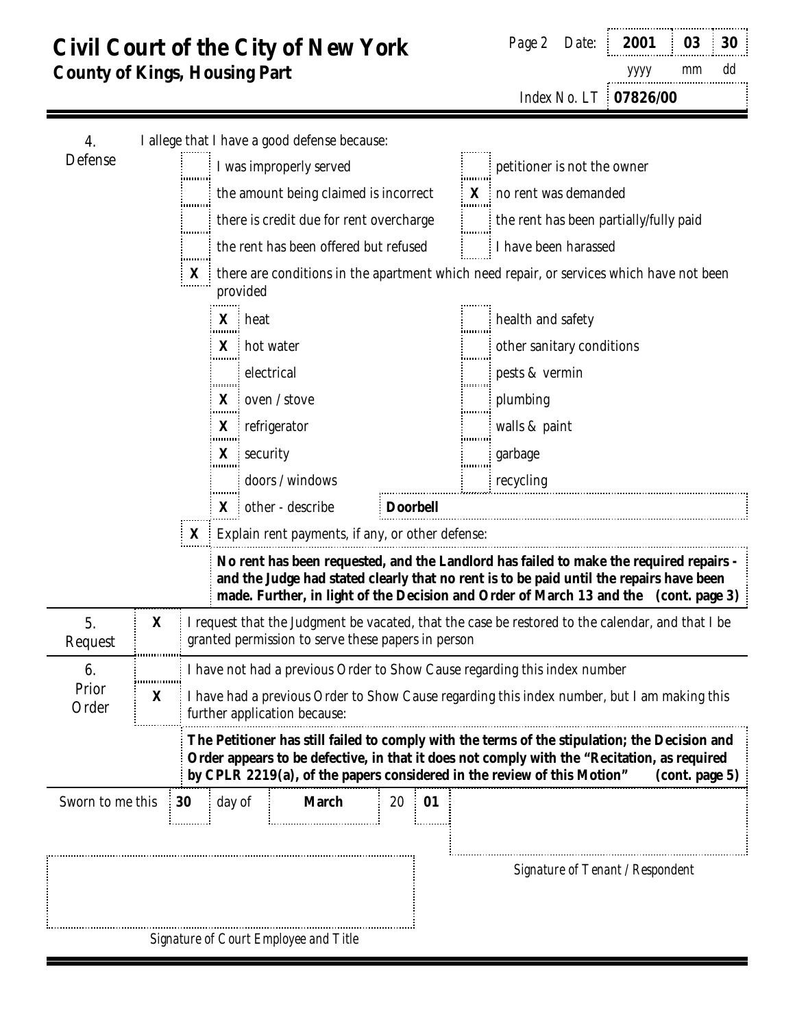# Civil Court of the City of New York
## County of Kings, Housing Part

Page 2 Date: **2001** (yyyy) **03** (mm) **30** (dd)

Index No. LT **07826/00**

---

**4. Defense**

I allege that I have a good defense because:

| | | | |
|---|---|---|---|
| [ ] | I was improperly served | [ ] | petitioner is not the owner |
| [ ] | the amount being claimed is incorrect | [X] | no rent was demanded |
| [ ] | there is credit due for rent overcharge | [ ] | the rent has been partially/fully paid |
| [ ] | the rent has been offered but refused | [ ] | I have been harassed |

[X] there are conditions in the apartment which need repair, or services which have not been provided

| | | | |
|---|---|---|---|
| [X] | heat | [ ] | health and safety |
| [X] | hot water | [ ] | other sanitary conditions |
| [ ] | electrical | [ ] | pests & vermin |
| [X] | oven / stove | [ ] | plumbing |
| [X] | refrigerator | [ ] | walls & paint |
| [X] | security | [ ] | garbage |
| [ ] | doors / windows | [ ] | recycling |
| [X] | other - describe | **Doorbell** | |

[X] Explain rent payments, if any, or other defense:

**No rent has been requested, and the Landlord has failed to make the required repairs - and the Judge had stated clearly that no rent is to be paid until the repairs have been made. Further, in light of the Decision and Order of March 13 and the (cont. page 3)**

---

**5. Request**

[X] I request that the Judgment be vacated, that the case be restored to the calendar, and that I be granted permission to serve these papers in person

---

**6. Prior Order**

[ ] I have not had a previous Order to Show Cause regarding this index number

[X] I have had a previous Order to Show Cause regarding this index number, but I am making this further application because:

**The Petitioner has still failed to comply with the terms of the stipulation; the Decision and Order appears to be defective, in that it does not comply with the "Recitation, as required by CPLR 2219(a), of the papers considered in the review of this Motion" (cont. page 5)**

---

Sworn to me this **30** day of **March** 20 **01**

Signature of Tenant / Respondent

Signature of Court Employee and Title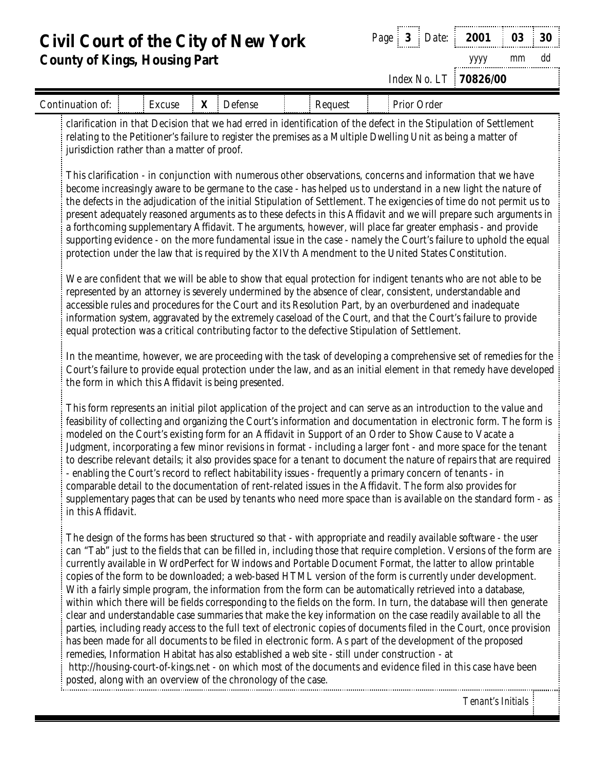# Civil Court of the City of New York

## County of Kings, Housing Part

Date: 2001 03 30 (yyyy mm dd)

Index No. LT **70826/00**

| Continuation of: | | Excuse | X | Defense | | Request | | Prior Order |
|---|---|---|---|---|---|---|---|---|

clarification in that Decision that we had erred in identification of the defect in the Stipulation of Settlement relating to the Petitioner's failure to register the premises as a Multiple Dwelling Unit as being a matter of jurisdiction rather than a matter of proof.

This clarification - in conjunction with numerous other observations, concerns and information that we have become increasingly aware to be germane to the case - has helped us to understand in a new light the nature of the defects in the adjudication of the initial Stipulation of Settlement. The exigencies of time do not permit us to present adequately reasoned arguments as to these defects in this Affidavit and we will prepare such arguments in a forthcoming supplementary Affidavit. The arguments, however, will place far greater emphasis - and provide supporting evidence - on the more fundamental issue in the case - namely the Court's failure to uphold the equal protection under the law that is required by the XIVth Amendment to the United States Constitution.

We are confident that we will be able to show that equal protection for indigent tenants who are not able to be represented by an attorney is severely undermined by the absence of clear, consistent, understandable and accessible rules and procedures for the Court and its Resolution Part, by an overburdened and inadequate information system, aggravated by the extremely caseload of the Court, and that the Court's failure to provide equal protection was a critical contributing factor to the defective Stipulation of Settlement.

In the meantime, however, we are proceeding with the task of developing a comprehensive set of remedies for the Court's failure to provide equal protection under the law, and as an initial element in that remedy have developed the form in which this Affidavit is being presented.

This form represents an initial pilot application of the project and can serve as an introduction to the value and feasibility of collecting and organizing the Court's information and documentation in electronic form. The form is modeled on the Court's existing form for an Affidavit in Support of an Order to Show Cause to Vacate a Judgment, incorporating a few minor revisions in format - including a larger font - and more space for the tenant to describe relevant details; it also provides space for a tenant to document the nature of repairs that are required - enabling the Court's record to reflect habitability issues - frequently a primary concern of tenants - in comparable detail to the documentation of rent-related issues in the Affidavit. The form also provides for supplementary pages that can be used by tenants who need more space than is available on the standard form - as in this Affidavit.

The design of the forms has been structured so that - with appropriate and readily available software - the user can "Tab" just to the fields that can be filled in, including those that require completion. Versions of the form are currently available in WordPerfect for Windows and Portable Document Format, the latter to allow printable copies of the form to be downloaded; a web-based HTML version of the form is currently under development. With a fairly simple program, the information from the form can be automatically retrieved into a database, within which there will be fields corresponding to the fields on the form. In turn, the database will then generate clear and understandable case summaries that make the key information on the case readily available to all the parties, including ready access to the full text of electronic copies of documents filed in the Court, once provision has been made for all documents to be filed in electronic form. As part of the development of the proposed remedies, Information Habitat has also established a web site - still under construction - at http://housing-court-of-kings.net - on which most of the documents and evidence filed in this case have been posted, along with an overview of the chronology of the case.

Tenant's Initials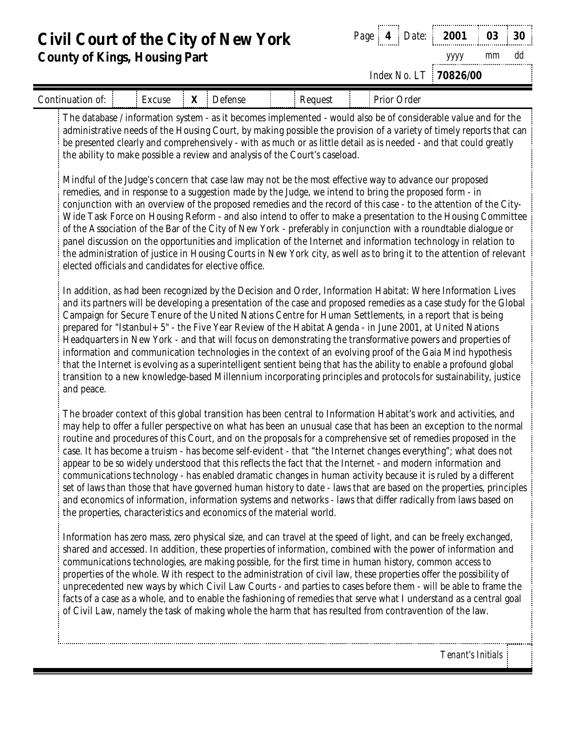# Civil Court of the City of New York

**County of Kings, Housing Part**

Page **4** Date: **2001** **03** **30**
yyyy mm dd

Index No. LT **70826/00**

| Continuation of: | | Excuse | X | Defense | | Request | | Prior Order |
|---|---|---|---|---|---|---|---|---|

The database / information system - as it becomes implemented - would also be of considerable value and for the administrative needs of the Housing Court, by making possible the provision of a variety of timely reports that can be presented clearly and comprehensively - with as much or as little detail as is needed - and that could greatly the ability to make possible a review and analysis of the Court's caseload.

Mindful of the Judge's concern that case law may not be the most effective way to advance our proposed remedies, and in response to a suggestion made by the Judge, we intend to bring the proposed form - in conjunction with an overview of the proposed remedies and the record of this case - to the attention of the City-Wide Task Force on Housing Reform - and also intend to offer to make a presentation to the Housing Committee of the Association of the Bar of the City of New York - preferably in conjunction with a roundtable dialogue or panel discussion on the opportunities and implication of the Internet and information technology in relation to the administration of justice in Housing Courts in New York city, as well as to bring it to the attention of relevant elected officials and candidates for elective office.

In addition, as had been recognized by the Decision and Order, Information Habitat: Where Information Lives and its partners will be developing a presentation of the case and proposed remedies as a case study for the Global Campaign for Secure Tenure of the United Nations Centre for Human Settlements, in a report that is being prepared for "Istanbul+ 5" - the Five Year Review of the Habitat Agenda - in June 2001, at United Nations Headquarters in New York - and that will focus on demonstrating the transformative powers and properties of information and communication technologies in the context of an evolving proof of the Gaia Mind hypothesis that the Internet is evolving as a superintelligent sentient being that has the ability to enable a profound global transition to a new knowledge-based Millennium incorporating principles and protocols for sustainability, justice and peace.

The broader context of this global transition has been central to Information Habitat's work and activities, and may help to offer a fuller perspective on what has been an unusual case that has been an exception to the normal routine and procedures of this Court, and on the proposals for a comprehensive set of remedies proposed in the case. It has become a truism - has become self-evident - that "the Internet changes everything"; what does not appear to be so widely understood that this reflects the fact that the Internet - and modern information and communications technology - has enabled dramatic changes in human activity because it is ruled by a different set of laws than those that have governed human history to date - laws that are based on the properties, principles and economics of information, information systems and networks - laws that differ radically from laws based on the properties, characteristics and economics of the material world.

Information has zero mass, zero physical size, and can travel at the speed of light, and can be freely exchanged, shared and accessed. In addition, these properties of information, combined with the power of information and communications technologies, are making possible, for the first time in human history, common access to properties of the whole. With respect to the administration of civil law, these properties offer the possibility of unprecedented new ways by which Civil Law Courts - and parties to cases before them - will be able to frame the facts of a case as a whole, and to enable the fashioning of remedies that serve what I understand as a central goal of Civil Law, namely the task of making whole the harm that has resulted from contravention of the law.

*Tenant's Initials*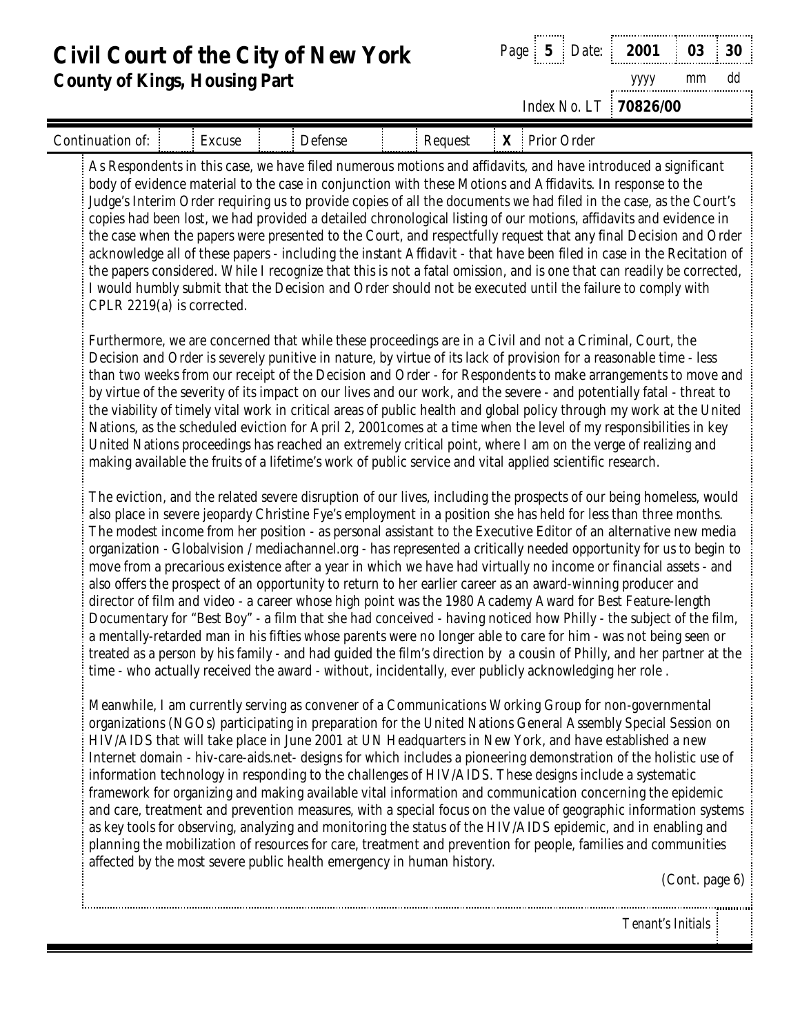# Civil Court of the City of New York

## County of Kings, Housing Part

Page **5** Date: **2001** **03** **30**
yyyy mm dd

Index No. LT **70826/00**

| Continuation of: | | Excuse | | Defense | | Request | X | Prior Order |
|---|---|---|---|---|---|---|---|---|

As Respondents in this case, we have filed numerous motions and affidavits, and have introduced a significant body of evidence material to the case in conjunction with these Motions and Affidavits. In response to the Judge's Interim Order requiring us to provide copies of all the documents we had filed in the case, as the Court's copies had been lost, we had provided a detailed chronological listing of our motions, affidavits and evidence in the case when the papers were presented to the Court, and respectfully request that any final Decision and Order acknowledge all of these papers - including the instant Affidavit - that have been filed in case in the Recitation of the papers considered. While I recognize that this is not a fatal omission, and is one that can readily be corrected, I would humbly submit that the Decision and Order should not be executed until the failure to comply with CPLR 2219(a) is corrected.

Furthermore, we are concerned that while these proceedings are in a Civil and not a Criminal, Court, the Decision and Order is severely punitive in nature, by virtue of its lack of provision for a reasonable time - less than two weeks from our receipt of the Decision and Order - for Respondents to make arrangements to move and by virtue of the severity of its impact on our lives and our work, and the severe - and potentially fatal - threat to the viability of timely vital work in critical areas of public health and global policy through my work at the United Nations, as the scheduled eviction for April 2, 2001comes at a time when the level of my responsibilities in key United Nations proceedings has reached an extremely critical point, where I am on the verge of realizing and making available the fruits of a lifetime's work of public service and vital applied scientific research.

The eviction, and the related severe disruption of our lives, including the prospects of our being homeless, would also place in severe jeopardy Christine Fye's employment in a position she has held for less than three months. The modest income from her position - as personal assistant to the Executive Editor of an alternative new media organization - Globalvision / mediachannel.org - has represented a critically needed opportunity for us to begin to move from a precarious existence after a year in which we have had virtually no income or financial assets - and also offers the prospect of an opportunity to return to her earlier career as an award-winning producer and director of film and video - a career whose high point was the 1980 Academy Award for Best Feature-length Documentary for "Best Boy" - a film that she had conceived - having noticed how Philly - the subject of the film, a mentally-retarded man in his fifties whose parents were no longer able to care for him - was not being seen or treated as a person by his family - and had guided the film's direction by a cousin of Philly, and her partner at the time - who actually received the award - without, incidentally, ever publicly acknowledging her role .

Meanwhile, I am currently serving as convener of a Communications Working Group for non-governmental organizations (NGOs) participating in preparation for the United Nations General Assembly Special Session on HIV/AIDS that will take place in June 2001 at UN Headquarters in New York, and have established a new Internet domain - hiv-care-aids.net- designs for which includes a pioneering demonstration of the holistic use of information technology in responding to the challenges of HIV/AIDS. These designs include a systematic framework for organizing and making available vital information and communication concerning the epidemic and care, treatment and prevention measures, with a special focus on the value of geographic information systems as key tools for observing, analyzing and monitoring the status of the HIV/AIDS epidemic, and in enabling and planning the mobilization of resources for care, treatment and prevention for people, families and communities affected by the most severe public health emergency in human history.

*(Cont. page 6)*

*Tenant's Initials*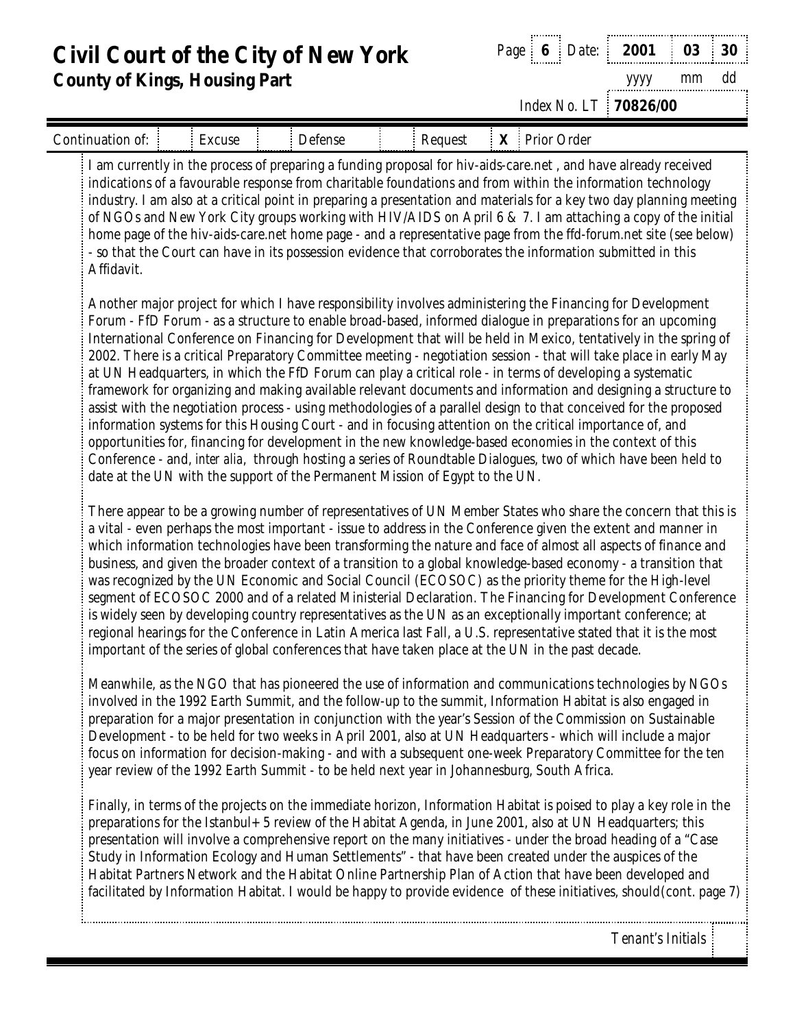# Civil Court of the City of New York

## County of Kings, Housing Part

Page **6** Date: **2001** **03** **30**
yyyy mm dd

Index No. LT **70826/00**

| Continuation of: | | Excuse | | Defense | | Request | **X** | Prior Order |
|---|---|---|---|---|---|---|---|---|

I am currently in the process of preparing a funding proposal for hiv-aids-care.net , and have already received indications of a favourable response from charitable foundations and from within the information technology industry. I am also at a critical point in preparing a presentation and materials for a key two day planning meeting of NGOs and New York City groups working with HIV/AIDS on April 6 & 7. I am attaching a copy of the initial home page of the hiv-aids-care.net home page - and a representative page from the ffd-forum.net site (see below) - so that the Court can have in its possession evidence that corroborates the information submitted in this Affidavit.

Another major project for which I have responsibility involves administering the Financing for Development Forum - FfD Forum - as a structure to enable broad-based, informed dialogue in preparations for an upcoming International Conference on Financing for Development that will be held in Mexico, tentatively in the spring of 2002. There is a critical Preparatory Committee meeting - negotiation session - that will take place in early May at UN Headquarters, in which the FfD Forum can play a critical role - in terms of developing a systematic framework for organizing and making available relevant documents and information and designing a structure to assist with the negotiation process - using methodologies of a parallel design to that conceived for the proposed information systems for this Housing Court - and in focusing attention on the critical importance of, and opportunities for, financing for development in the new knowledge-based economies in the context of this Conference - and, *inter alia*, through hosting a series of Roundtable Dialogues, two of which have been held to date at the UN with the support of the Permanent Mission of Egypt to the UN.

There appear to be a growing number of representatives of UN Member States who share the concern that this is a vital - even perhaps the most important - issue to address in the Conference given the extent and manner in which information technologies have been transforming the nature and face of almost all aspects of finance and business, and given the broader context of a transition to a global knowledge-based economy - a transition that was recognized by the UN Economic and Social Council (ECOSOC) as the priority theme for the High-level segment of ECOSOC 2000 and of a related Ministerial Declaration. The Financing for Development Conference is widely seen by developing country representatives as the UN as an exceptionally important conference; at regional hearings for the Conference in Latin America last Fall, a U.S. representative stated that it is the most important of the series of global conferences that have taken place at the UN in the past decade.

Meanwhile, as the NGO that has pioneered the use of information and communications technologies by NGOs involved in the 1992 Earth Summit, and the follow-up to the summit, Information Habitat is also engaged in preparation for a major presentation in conjunction with the year's Session of the Commission on Sustainable Development - to be held for two weeks in April 2001, also at UN Headquarters - which will include a major focus on information for decision-making - and with a subsequent one-week Preparatory Committee for the ten year review of the 1992 Earth Summit - to be held next year in Johannesburg, South Africa.

Finally, in terms of the projects on the immediate horizon, Information Habitat is poised to play a key role in the preparations for the Istanbul+5 review of the Habitat Agenda, in June 2001, also at UN Headquarters; this presentation will involve a comprehensive report on the many initiatives - under the broad heading of a "Case Study in Information Ecology and Human Settlements" - that have been created under the auspices of the Habitat Partners Network and the Habitat Online Partnership Plan of Action that have been developed and facilitated by Information Habitat. I would be happy to provide evidence of these initiatives, should(cont. page 7)

*Tenant's Initials*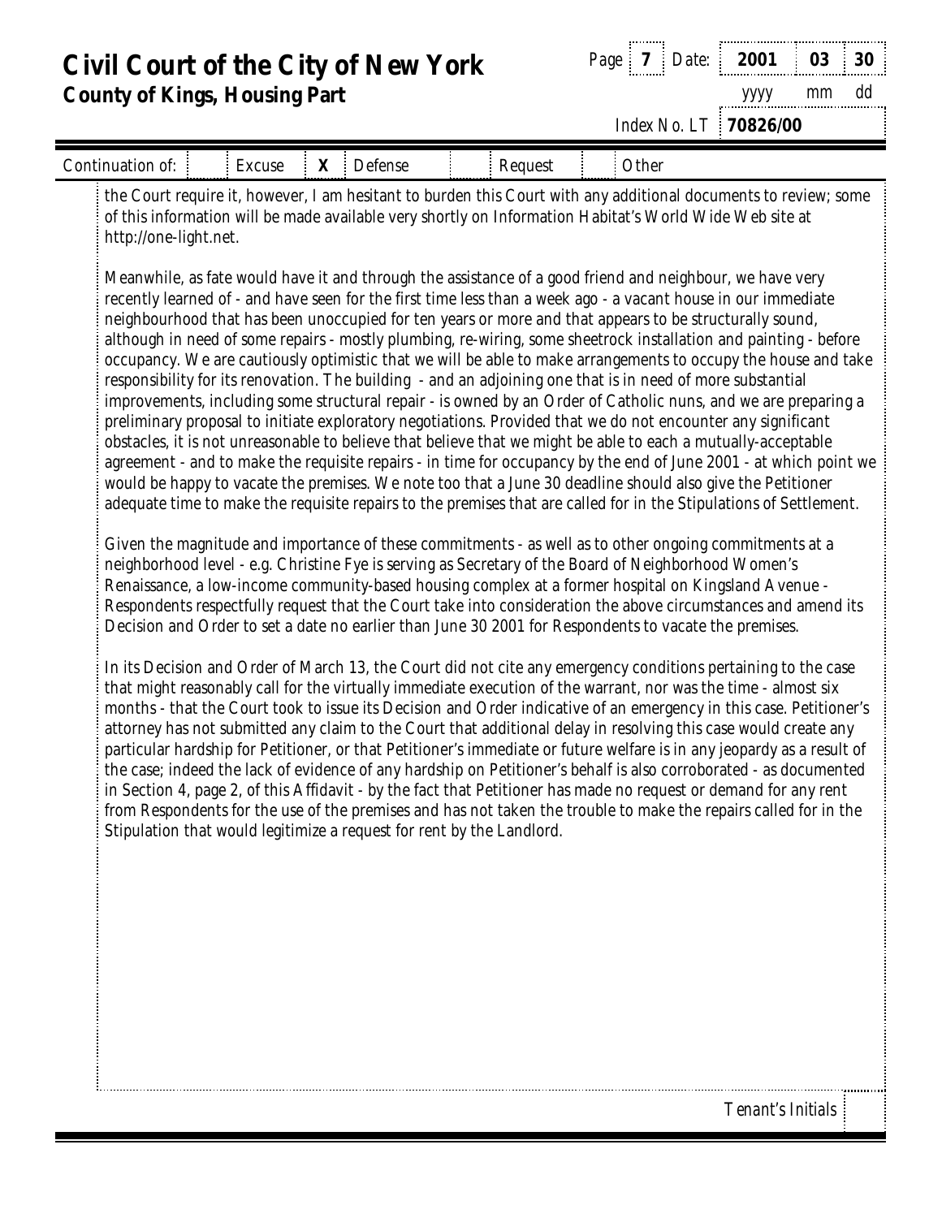**Civil Court of the City of New York**
**County of Kings, Housing Part**

Page 7 Date: 2001 03 30

yyyy mm dd

Index No. LT **70826/00**

| Continuation of: | | Excuse | X | Defense | | Request | | Other |
|---|---|---|---|---|---|---|---|---|

the Court require it, however, I am hesitant to burden this Court with any additional documents to review; some of this information will be made available very shortly on Information Habitat's World Wide Web site at http://one-light.net.

Meanwhile, as fate would have it and through the assistance of a good friend and neighbour, we have very recently learned of - and have seen for the first time less than a week ago - a vacant house in our immediate neighbourhood that has been unoccupied for ten years or more and that appears to be structurally sound, although in need of some repairs - mostly plumbing, re-wiring, some sheetrock installation and painting - before occupancy. We are cautiously optimistic that we will be able to make arrangements to occupy the house and take responsibility for its renovation. The building - and an adjoining one that is in need of more substantial improvements, including some structural repair - is owned by an Order of Catholic nuns, and we are preparing a preliminary proposal to initiate exploratory negotiations. Provided that we do not encounter any significant obstacles, it is not unreasonable to believe that believe that we might be able to each a mutually-acceptable agreement - and to make the requisite repairs - in time for occupancy by the end of June 2001 - at which point we would be happy to vacate the premises. We note too that a June 30 deadline should also give the Petitioner adequate time to make the requisite repairs to the premises that are called for in the Stipulations of Settlement.

Given the magnitude and importance of these commitments - as well as to other ongoing commitments at a neighborhood level - e.g. Christine Fye is serving as Secretary of the Board of Neighborhood Women's Renaissance, a low-income community-based housing complex at a former hospital on Kingsland Avenue - Respondents respectfully request that the Court take into consideration the above circumstances and amend its Decision and Order to set a date no earlier than June 30 2001 for Respondents to vacate the premises.

In its Decision and Order of March 13, the Court did not cite any emergency conditions pertaining to the case that might reasonably call for the virtually immediate execution of the warrant, nor was the time - almost six months - that the Court took to issue its Decision and Order indicative of an emergency in this case. Petitioner's attorney has not submitted any claim to the Court that additional delay in resolving this case would create any particular hardship for Petitioner, or that Petitioner's immediate or future welfare is in any jeopardy as a result of the case; indeed the lack of evidence of any hardship on Petitioner's behalf is also corroborated - as documented in Section 4, page 2, of this Affidavit - by the fact that Petitioner has made no request or demand for any rent from Respondents for the use of the premises and has not taken the trouble to make the repairs called for in the Stipulation that would legitimize a request for rent by the Landlord.

Tenant's Initials